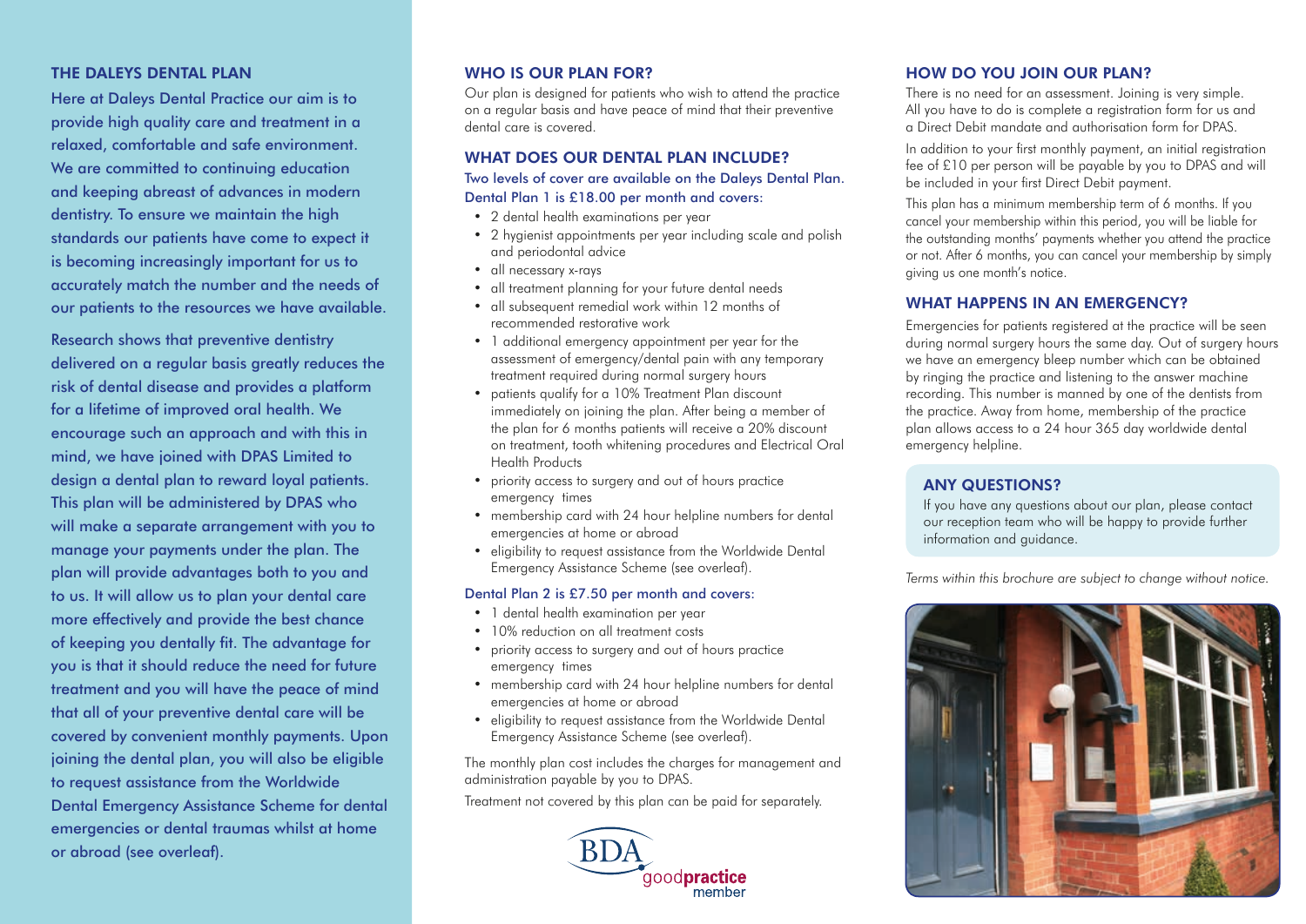## THE DALEYS DENTAL PLAN

Here at Daleys Dental Practice our aim is to provide high quality care and treatment in a relaxed, comfortable and safe environment. We are committed to continuing education and keeping abreast of advances in modern dentistry. To ensure we maintain the high standards our patients have come to expect it is becoming increasingly important for us to accurately match the number and the needs of our patients to the resources we have available.

Research shows that preventive dentistry delivered on a regular basis greatly reduces the risk of dental disease and provides a platform for a lifetime of improved oral health. We encourage such an approach and with this in mind, we have joined with DPAS Limited to design a dental plan to reward loyal patients. This plan will be administered by DPAS who will make a separate arrangement with you to manage your payments under the plan. The plan will provide advantages both to you and to us. It will allow us to plan your dental care more effectively and provide the best chance of keeping you dentally fit. The advantage for you is that it should reduce the need for future treatment and you will have the peace of mind that all of your preventive dental care will be covered by convenient monthly payments. Upon joining the dental plan, you will also be eligible to request assistance from the Worldwide Dental Emergency Assistance Scheme for dental emergencies or dental traumas whilst at home or abroad (see overleaf).

## WHO IS OUR PLAN FOR?

Our plan is designed for patients who wish to attend the practice on a regular basis and have peace of mind that their preventive dental care is covered.

## WHAT DOES OUR DENTAL PLAN INCLUDE?

Two levels of cover are available on the Daleys Dental Plan.

Dental Plan 1 is £18.00 per month and covers:

- 2 dental health examinations per year
- 2 hygienist appointments per year including scale and polish and periodontal advice
- all necessary x-rays
- all treatment planning for your future dental needs
- all subsequent remedial work within 12 months of recommended restorative work
- 1 additional emergency appointment per year for the assessment of emergency/dental pain with any temporary treatment required during normal surgery hours
- patients qualify for a 10% Treatment Plan discount immediately on joining the plan. After being a member of the plan for 6 months patients will receive a 20% discount on treatment, tooth whitening procedures and Electrical Oral Health Products
- priority access to surgery and out of hours practice emergency times
- membership card with 24 hour helpline numbers for dental emergencies at home or abroad
- eligibility to request assistance from the Worldwide Dental Emergency Assistance Scheme (see overleaf).

Dental Plan 2 is £7.50 per month and covers:

- 1 dental health examination per year
- 10% reduction on all treatment costs
- priority access to surgery and out of hours practice emergency times
- membership card with 24 hour helpline numbers for dental emergencies at home or abroad
- eligibility to request assistance from the Worldwide Dental Emergency Assistance Scheme (see overleaf).

The monthly plan cost includes the charges for management and administration payable by you to DPAS.

Treatment not covered by this plan can be paid for separately.

BDA goodpractice member

## HOW DO YOU JOIN OUR PLAN?

There is no need for an assessment. Joining is very simple. All you have to do is complete a registration form for us and a Direct Debit mandate and authorisation form for DPAS.

In addition to your first monthly payment, an initial registration fee of £10 per person will be payable by you to DPAS and will be included in your first Direct Debit payment.

This plan has a minimum membership term of 6 months. If you cancel your membership within this period, you will be liable for the outstanding months' payments whether you attend the practice or not. After 6 months, you can cancel your membership by simply giving us one month's notice.

## WHAT HAPPENS IN AN EMERGENCY?

Emergencies for patients registered at the practice will be seen during normal surgery hours the same day. Out of surgery hours we have an emergency bleep number which can be obtained by ringing the practice and listening to the answer machine recording. This number is manned by one of the dentists from the practice. Away from home, membership of the practice plan allows access to a 24 hour 365 day worldwide dental emergency helpline.

## ANY QUESTIONS?

If you have any questions about our plan, please contact our reception team who will be happy to provide further information and guidance.

*Terms within this brochure are subject to change without notice.*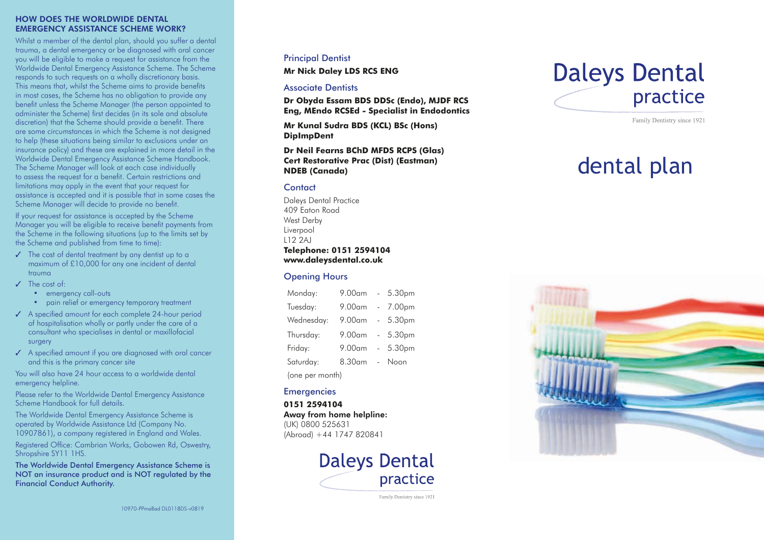## HOW DOES THE WORLDWIDE DENTAL EMERGENCY ASSISTANCE SCHEME WORK?

Whilst a member of the dental plan, should you suffer a dental trauma, a dental emergency or be diagnosed with oral cancer you will be eligible to make a request for assistance from the Worldwide Dental Emergency Assistance Scheme. The Scheme responds to such requests on a wholly discretionary basis. This means that, whilst the Scheme aims to provide benefits in most cases, the Scheme has no obligation to provide any benefit unless the Scheme Manager (the person appointed to administer the Scheme) first decides (in its sole and absolute discretion) that the Scheme should provide a benefit. There are some circumstances in which the Scheme is not designed to help (these situations being similar to exclusions under an insurance policy) and these are explained in more detail in the Worldwide Dental Emergency Assistance Scheme Handbook. The Scheme Manager will look at each case individually to assess the request for a benefit. Certain restrictions and limitations may apply in the event that your request for assistance is accepted and it is possible that in some cases the Scheme Manager will decide to provide no benefit.

If your request for assistance is accepted by the Scheme Manager you will be eligible to receive benefit payments from the Scheme in the following situations (up to the limits set by the Scheme and published from time to time):

- ✓ The cost of dental treatment by any dentist up to a maximum of £10,000 for any one incident of dental trauma
- ✓ The cost of:
  - emergency call-outs
  - pain relief or emergency temporary treatment
- ✓ A specified amount for each complete 24-hour period of hospitalisation wholly or partly under the care of a consultant who specialises in dental or maxillofacial surgery
- ✓ A specified amount if you are diagnosed with oral cancer and this is the primary cancer site

You will also have 24 hour access to a worldwide dental emergency helpline.

Please refer to the Worldwide Dental Emergency Assistance Scheme Handbook for full details.

The Worldwide Dental Emergency Assistance Scheme is operated by Worldwide Assistance Ltd (Company No. 10907861), a company registered in England and Wales.

Registered Office: Cambrian Works, Gobowen Rd, Oswestry, Shropshire SY11 1HS.

**The Worldwide Dental Emergency Assistance Scheme is NOT an insurance product and is NOT regulated by the Financial Conduct Authority.**

10970-PPmaBad DL0118DS-v0819

### Principal Dentist

**Mr Nick Daley LDS RCS ENG**

### Associate Dentists

**Dr Obyda Essam BDS DDSc (Endo), MJDF RCS Eng, MEndo RCSEd - Specialist in Endodontics**

**Mr Kunal Sudra BDS (KCL) BSc (Hons) DipImpDent**

**Dr Neil Fearns BChD MFDS RCPS (Glas) Cert Restorative Prac (Dist) (Eastman) NDEB (Canada)**

### Contact

Daleys Dental Practice
409 Eaton Road
West Derby
Liverpool
L12 2AJ
**Telephone: 0151 2594104**
**www.daleysdental.co.uk**

### Opening Hours

| | | | |
|---|---|---|---|
| Monday: | 9.00am | - | 5.30pm |
| Tuesday: | 9.00am | - | 7.00pm |
| Wednesday: | 9.00am | - | 5.30pm |
| Thursday: | 9.00am | - | 5.30pm |
| Friday: | 9.00am | - | 5.30pm |
| Saturday: | 8.30am | - | Noon |

(one per month)

### Emergencies

**0151 2594104**
**Away from home helpline:**
(UK) 0800 525631
(Abroad) +44 1747 820841

Daleys Dental practice
Family Dentistry since 1921

# Daleys Dental practice

Family Dentistry since 1921

# dental plan